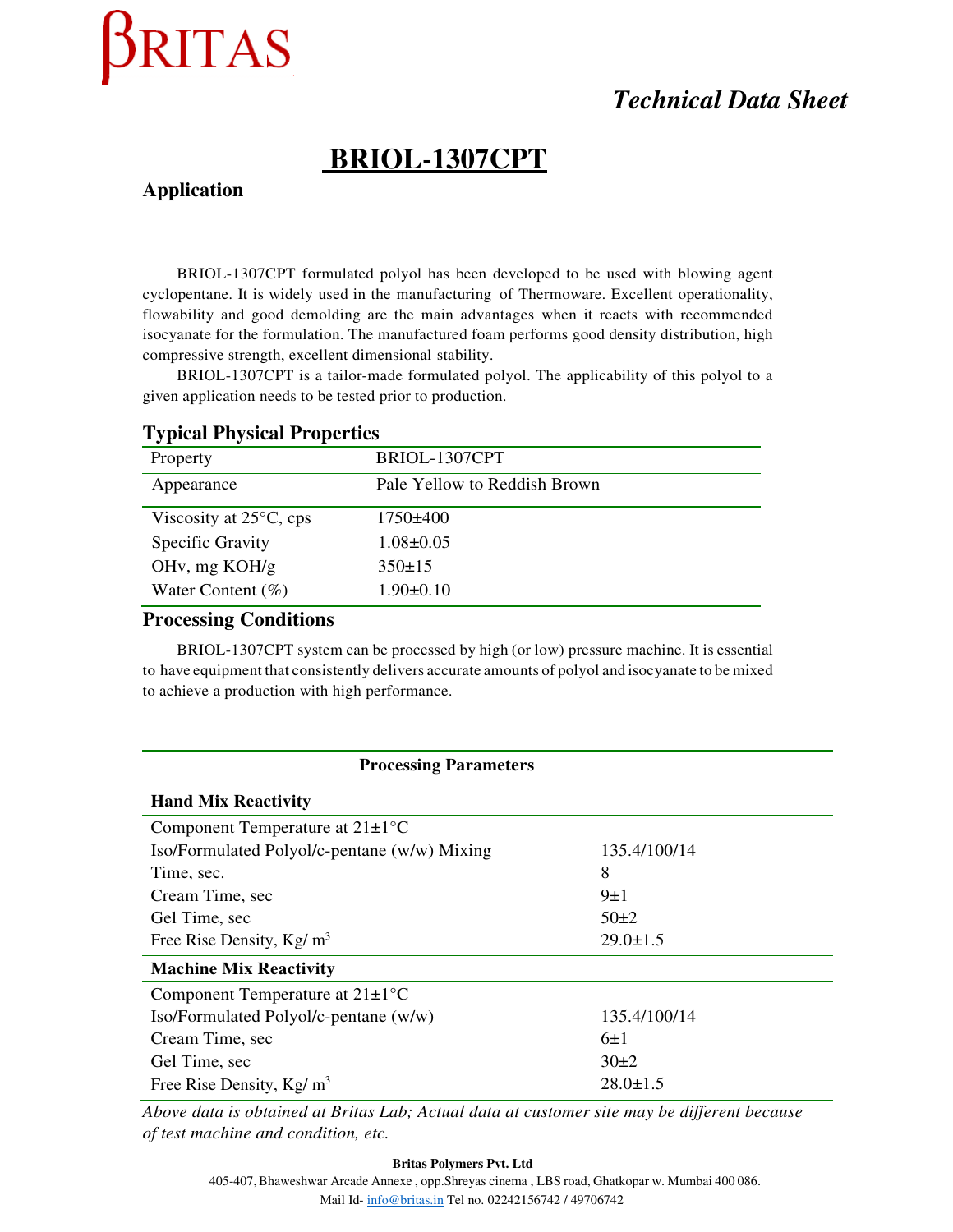# BRITAS

*Technical Data Sheet*

# BRIOL-1307CPT

## Application

BRIOL-1307CPT formulated polyol has been developed to be used with blowing agent cyclopentane. It is widely used in the manufacturing of Thermoware. Excellent operationality, flowability and good demolding are the main advantages when it reacts with recommended isocyanate for the formulation. The manufactured foam performs good density distribution, high compressive strength, excellent dimensional stability.

BRIOL-1307CPT is a tailor-made formulated polyol. The applicability of this polyol to a given application needs to be tested prior to production.

## Typical Physical Properties

| Property | BRIOL-1307CPT |
|---|---|
| Appearance | Pale Yellow to Reddish Brown |
| Viscosity at 25°C, cps | 1750±400 |
| Specific Gravity | 1.08±0.05 |
| OHv, mg KOH/g | 350±15 |
| Water Content (%) | 1.90±0.10 |

## Processing Conditions

BRIOL-1307CPT system can be processed by high (or low) pressure machine. It is essential to have equipment that consistently delivers accurate amounts of polyol and isocyanate to be mixed to achieve a production with high performance.

| Processing Parameters | |
|---|---|
| **Hand Mix Reactivity** | |
| Component Temperature at 21±1°C | |
| Iso/Formulated Polyol/c-pentane (w/w) Mixing | 135.4/100/14 |
| Time, sec. | 8 |
| Cream Time, sec | 9±1 |
| Gel Time, sec | 50±2 |
| Free Rise Density, Kg/ $m^3$ | 29.0±1.5 |
| **Machine Mix Reactivity** | |
| Component Temperature at 21±1°C | |
| Iso/Formulated Polyol/c-pentane (w/w) | 135.4/100/14 |
| Cream Time, sec | 6±1 |
| Gel Time, sec | 30±2 |
| Free Rise Density, Kg/ $m^3$ | 28.0±1.5 |

*Above data is obtained at Britas Lab; Actual data at customer site may be different because of test machine and condition, etc.*

**Britas Polymers Pvt. Ltd**

405-407, Bhaweshwar Arcade Annexe , opp.Shreyas cinema , LBS road, Ghatkopar w. Mumbai 400 086.

Mail Id- info@britas.in Tel no. 02242156742 / 49706742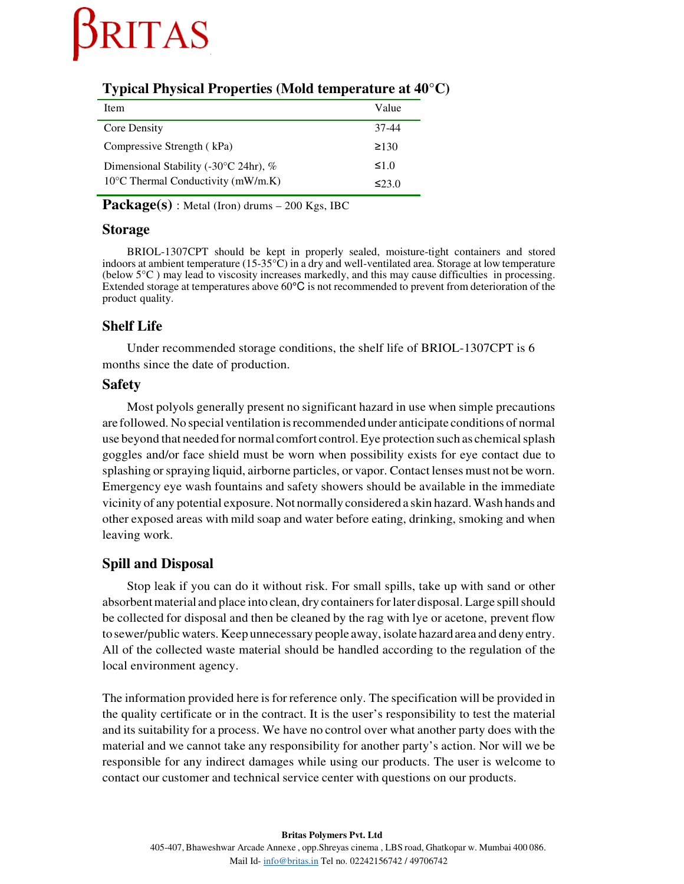# BRITAS

## Typical Physical Properties (Mold temperature at 40°C)

| Item | Value |
|---|---|
| Core Density | 37-44 |
| Compressive Strength ( kPa) | ≥130 |
| Dimensional Stability (-30°C 24hr), % | ≤1.0 |
| 10°C Thermal Conductivity (mW/m.K) | ≤23.0 |

**Package(s)** : Metal (Iron) drums – 200 Kgs, IBC

## Storage

BRIOL-1307CPT should be kept in properly sealed, moisture-tight containers and stored indoors at ambient temperature (15-35°C) in a dry and well-ventilated area. Storage at low temperature (below 5°C ) may lead to viscosity increases markedly, and this may cause difficulties in processing. Extended storage at temperatures above 60°C is not recommended to prevent from deterioration of the product quality.

## Shelf Life

Under recommended storage conditions, the shelf life of BRIOL-1307CPT is 6 months since the date of production.

## Safety

Most polyols generally present no significant hazard in use when simple precautions are followed. No special ventilation is recommended under anticipate conditions of normal use beyond that needed for normal comfort control. Eye protection such as chemical splash goggles and/or face shield must be worn when possibility exists for eye contact due to splashing or spraying liquid, airborne particles, or vapor. Contact lenses must not be worn. Emergency eye wash fountains and safety showers should be available in the immediate vicinity of any potential exposure. Not normally considered a skin hazard. Wash hands and other exposed areas with mild soap and water before eating, drinking, smoking and when leaving work.

## Spill and Disposal

Stop leak if you can do it without risk. For small spills, take up with sand or other absorbent material and place into clean, dry containers for later disposal. Large spill should be collected for disposal and then be cleaned by the rag with lye or acetone, prevent flow to sewer/public waters. Keep unnecessary people away, isolate hazard area and deny entry. All of the collected waste material should be handled according to the regulation of the local environment agency.

The information provided here is for reference only. The specification will be provided in the quality certificate or in the contract. It is the user's responsibility to test the material and its suitability for a process. We have no control over what another party does with the material and we cannot take any responsibility for another party's action. Nor will we be responsible for any indirect damages while using our products. The user is welcome to contact our customer and technical service center with questions on our products.

**Britas Polymers Pvt. Ltd**
405-407, Bhaweshwar Arcade Annexe , opp.Shreyas cinema , LBS road, Ghatkopar w. Mumbai 400 086.
Mail Id- info@britas.in Tel no. 02242156742 / 49706742